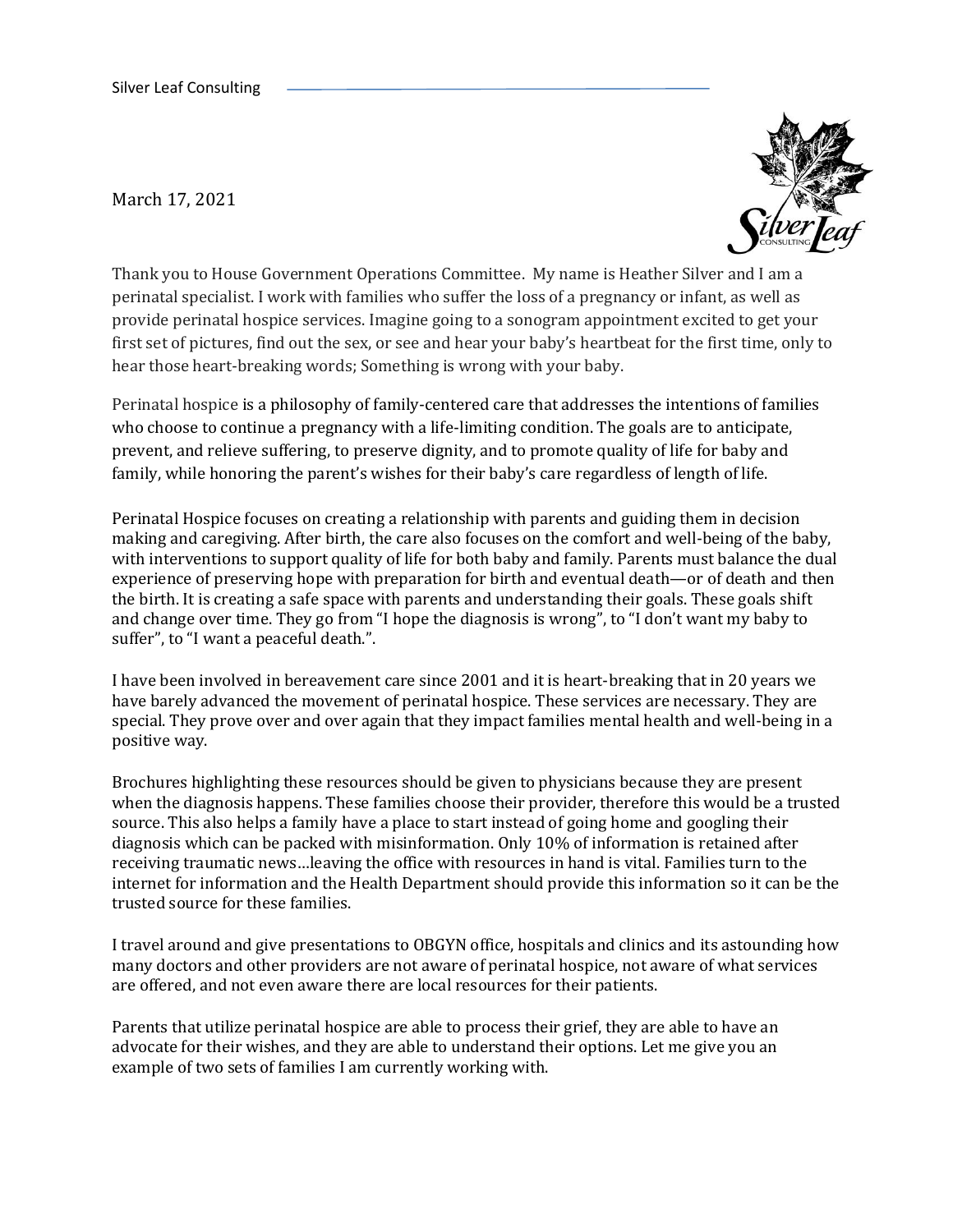Silver Leaf Consulting

March 17, 2021

Thank you to House Government Operations Committee. My name is Heather Silver and I am a perinatal specialist. I work with families who suffer the loss of a pregnancy or infant, as well as provide perinatal hospice services. Imagine going to a sonogram appointment excited to get your first set of pictures, find out the sex, or see and hear your baby's heartbeat for the first time, only to hear those heart-breaking words; Something is wrong with your baby.

Perinatal hospice is a philosophy of family-centered care that addresses the intentions of families who choose to continue a pregnancy with a life-limiting condition. The goals are to anticipate, prevent, and relieve suffering, to preserve dignity, and to promote quality of life for baby and family, while honoring the parent's wishes for their baby's care regardless of length of life.

Perinatal Hospice focuses on creating a relationship with parents and guiding them in decision making and caregiving. After birth, the care also focuses on the comfort and well-being of the baby, with interventions to support quality of life for both baby and family. Parents must balance the dual experience of preserving hope with preparation for birth and eventual death—or of death and then the birth. It is creating a safe space with parents and understanding their goals. These goals shift and change over time. They go from "I hope the diagnosis is wrong", to "I don't want my baby to suffer", to "I want a peaceful death.".

I have been involved in bereavement care since 2001 and it is heart-breaking that in 20 years we have barely advanced the movement of perinatal hospice. These services are necessary. They are special. They prove over and over again that they impact families mental health and well-being in a positive way.

Brochures highlighting these resources should be given to physicians because they are present when the diagnosis happens. These families choose their provider, therefore this would be a trusted source. This also helps a family have a place to start instead of going home and googling their diagnosis which can be packed with misinformation. Only 10% of information is retained after receiving traumatic news…leaving the office with resources in hand is vital. Families turn to the internet for information and the Health Department should provide this information so it can be the trusted source for these families.

I travel around and give presentations to OBGYN office, hospitals and clinics and its astounding how many doctors and other providers are not aware of perinatal hospice, not aware of what services are offered, and not even aware there are local resources for their patients.

Parents that utilize perinatal hospice are able to process their grief, they are able to have an advocate for their wishes, and they are able to understand their options. Let me give you an example of two sets of families I am currently working with.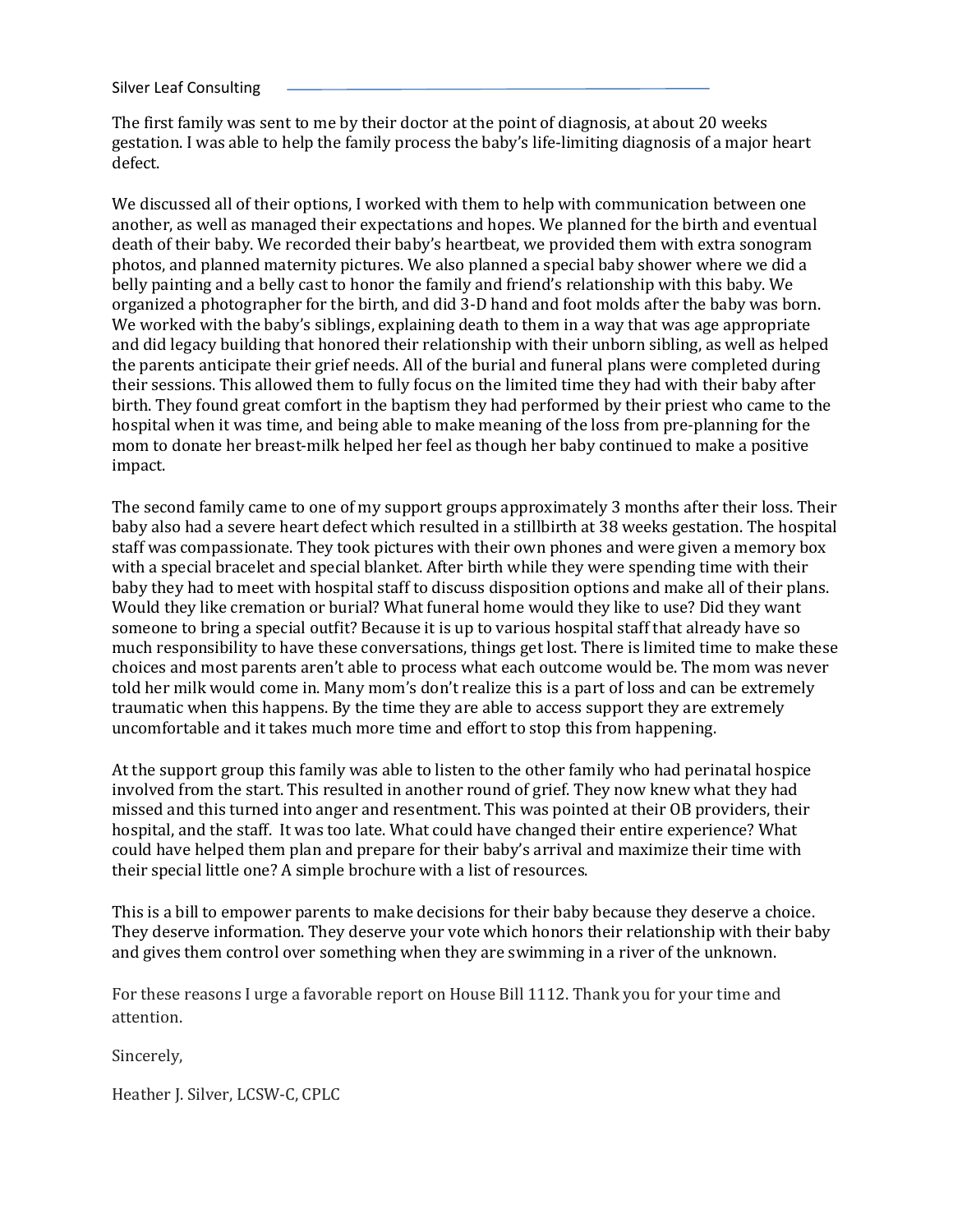Silver Leaf Consulting

The first family was sent to me by their doctor at the point of diagnosis, at about 20 weeks gestation. I was able to help the family process the baby's life-limiting diagnosis of a major heart defect.

We discussed all of their options, I worked with them to help with communication between one another, as well as managed their expectations and hopes. We planned for the birth and eventual death of their baby. We recorded their baby's heartbeat, we provided them with extra sonogram photos, and planned maternity pictures. We also planned a special baby shower where we did a belly painting and a belly cast to honor the family and friend's relationship with this baby. We organized a photographer for the birth, and did 3-D hand and foot molds after the baby was born. We worked with the baby's siblings, explaining death to them in a way that was age appropriate and did legacy building that honored their relationship with their unborn sibling, as well as helped the parents anticipate their grief needs. All of the burial and funeral plans were completed during their sessions. This allowed them to fully focus on the limited time they had with their baby after birth. They found great comfort in the baptism they had performed by their priest who came to the hospital when it was time, and being able to make meaning of the loss from pre-planning for the mom to donate her breast-milk helped her feel as though her baby continued to make a positive impact.

The second family came to one of my support groups approximately 3 months after their loss. Their baby also had a severe heart defect which resulted in a stillbirth at 38 weeks gestation. The hospital staff was compassionate. They took pictures with their own phones and were given a memory box with a special bracelet and special blanket. After birth while they were spending time with their baby they had to meet with hospital staff to discuss disposition options and make all of their plans. Would they like cremation or burial? What funeral home would they like to use? Did they want someone to bring a special outfit? Because it is up to various hospital staff that already have so much responsibility to have these conversations, things get lost. There is limited time to make these choices and most parents aren't able to process what each outcome would be. The mom was never told her milk would come in. Many mom's don't realize this is a part of loss and can be extremely traumatic when this happens. By the time they are able to access support they are extremely uncomfortable and it takes much more time and effort to stop this from happening.

At the support group this family was able to listen to the other family who had perinatal hospice involved from the start. This resulted in another round of grief. They now knew what they had missed and this turned into anger and resentment. This was pointed at their OB providers, their hospital, and the staff. It was too late. What could have changed their entire experience? What could have helped them plan and prepare for their baby's arrival and maximize their time with their special little one? A simple brochure with a list of resources.

This is a bill to empower parents to make decisions for their baby because they deserve a choice. They deserve information. They deserve your vote which honors their relationship with their baby and gives them control over something when they are swimming in a river of the unknown.

For these reasons I urge a favorable report on House Bill 1112. Thank you for your time and attention.

Sincerely,

Heather J. Silver, LCSW-C, CPLC